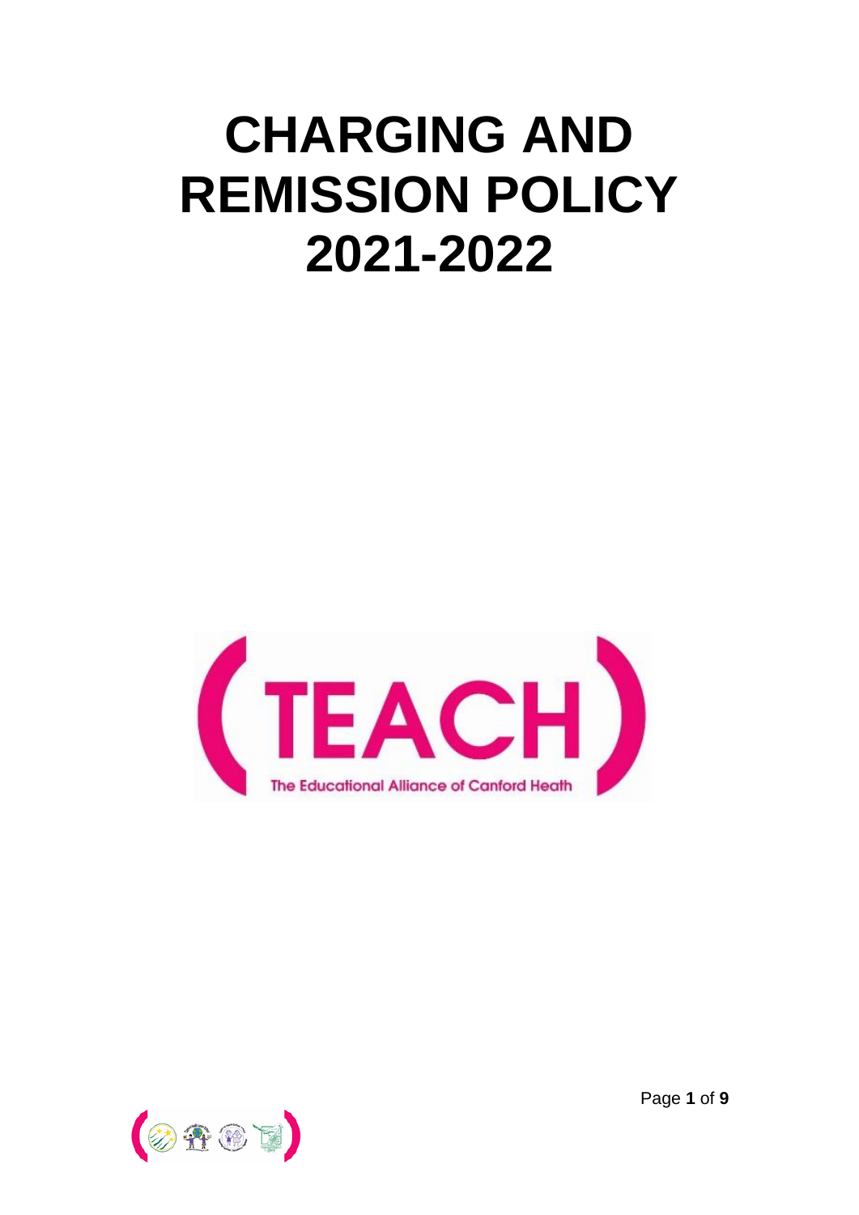# CHARGING AND REMISSION POLICY 2021-2022

TEACH

The Educational Alliance of Canford Heath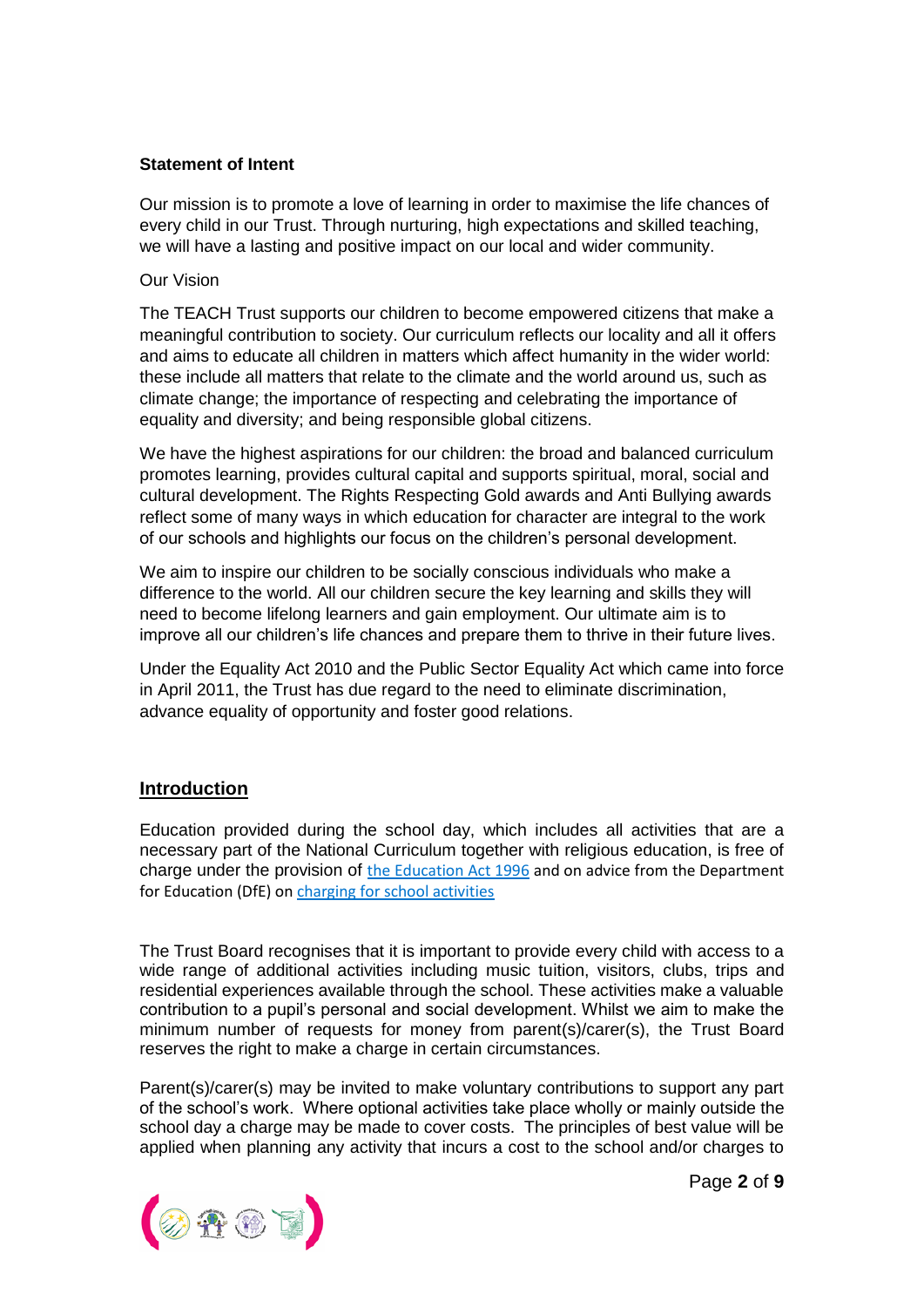**Statement of Intent**

Our mission is to promote a love of learning in order to maximise the life chances of every child in our Trust. Through nurturing, high expectations and skilled teaching, we will have a lasting and positive impact on our local and wider community.

Our Vision

The TEACH Trust supports our children to become empowered citizens that make a meaningful contribution to society. Our curriculum reflects our locality and all it offers and aims to educate all children in matters which affect humanity in the wider world: these include all matters that relate to the climate and the world around us, such as climate change; the importance of respecting and celebrating the importance of equality and diversity; and being responsible global citizens.

We have the highest aspirations for our children: the broad and balanced curriculum promotes learning, provides cultural capital and supports spiritual, moral, social and cultural development. The Rights Respecting Gold awards and Anti Bullying awards reflect some of many ways in which education for character are integral to the work of our schools and highlights our focus on the children's personal development.

We aim to inspire our children to be socially conscious individuals who make a difference to the world. All our children secure the key learning and skills they will need to become lifelong learners and gain employment. Our ultimate aim is to improve all our children's life chances and prepare them to thrive in their future lives.

Under the Equality Act 2010 and the Public Sector Equality Act which came into force in April 2011, the Trust has due regard to the need to eliminate discrimination, advance equality of opportunity and foster good relations.

## Introduction

Education provided during the school day, which includes all activities that are a necessary part of the National Curriculum together with religious education, is free of charge under the provision of the Education Act 1996 and on advice from the Department for Education (DfE) on charging for school activities

The Trust Board recognises that it is important to provide every child with access to a wide range of additional activities including music tuition, visitors, clubs, trips and residential experiences available through the school. These activities make a valuable contribution to a pupil's personal and social development. Whilst we aim to make the minimum number of requests for money from parent(s)/carer(s), the Trust Board reserves the right to make a charge in certain circumstances.

Parent(s)/carer(s) may be invited to make voluntary contributions to support any part of the school's work. Where optional activities take place wholly or mainly outside the school day a charge may be made to cover costs. The principles of best value will be applied when planning any activity that incurs a cost to the school and/or charges to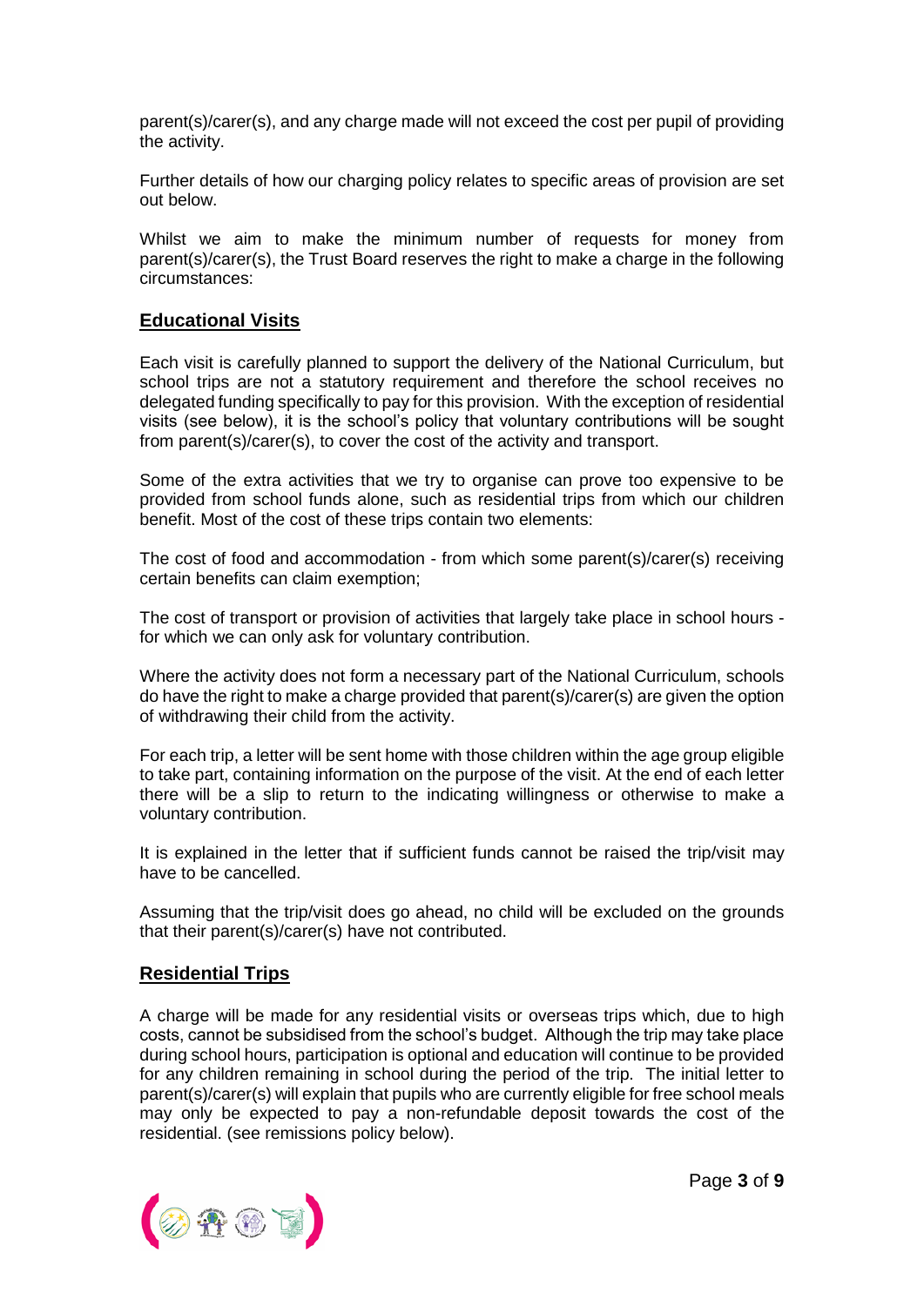parent(s)/carer(s), and any charge made will not exceed the cost per pupil of providing the activity.

Further details of how our charging policy relates to specific areas of provision are set out below.

Whilst we aim to make the minimum number of requests for money from parent(s)/carer(s), the Trust Board reserves the right to make a charge in the following circumstances:

## Educational Visits

Each visit is carefully planned to support the delivery of the National Curriculum, but school trips are not a statutory requirement and therefore the school receives no delegated funding specifically to pay for this provision. With the exception of residential visits (see below), it is the school's policy that voluntary contributions will be sought from parent(s)/carer(s), to cover the cost of the activity and transport.

Some of the extra activities that we try to organise can prove too expensive to be provided from school funds alone, such as residential trips from which our children benefit. Most of the cost of these trips contain two elements:

The cost of food and accommodation - from which some parent(s)/carer(s) receiving certain benefits can claim exemption;

The cost of transport or provision of activities that largely take place in school hours - for which we can only ask for voluntary contribution.

Where the activity does not form a necessary part of the National Curriculum, schools do have the right to make a charge provided that parent(s)/carer(s) are given the option of withdrawing their child from the activity.

For each trip, a letter will be sent home with those children within the age group eligible to take part, containing information on the purpose of the visit. At the end of each letter there will be a slip to return to the indicating willingness or otherwise to make a voluntary contribution.

It is explained in the letter that if sufficient funds cannot be raised the trip/visit may have to be cancelled.

Assuming that the trip/visit does go ahead, no child will be excluded on the grounds that their parent(s)/carer(s) have not contributed.

## Residential Trips

A charge will be made for any residential visits or overseas trips which, due to high costs, cannot be subsidised from the school's budget. Although the trip may take place during school hours, participation is optional and education will continue to be provided for any children remaining in school during the period of the trip. The initial letter to parent(s)/carer(s) will explain that pupils who are currently eligible for free school meals may only be expected to pay a non-refundable deposit towards the cost of the residential. (see remissions policy below).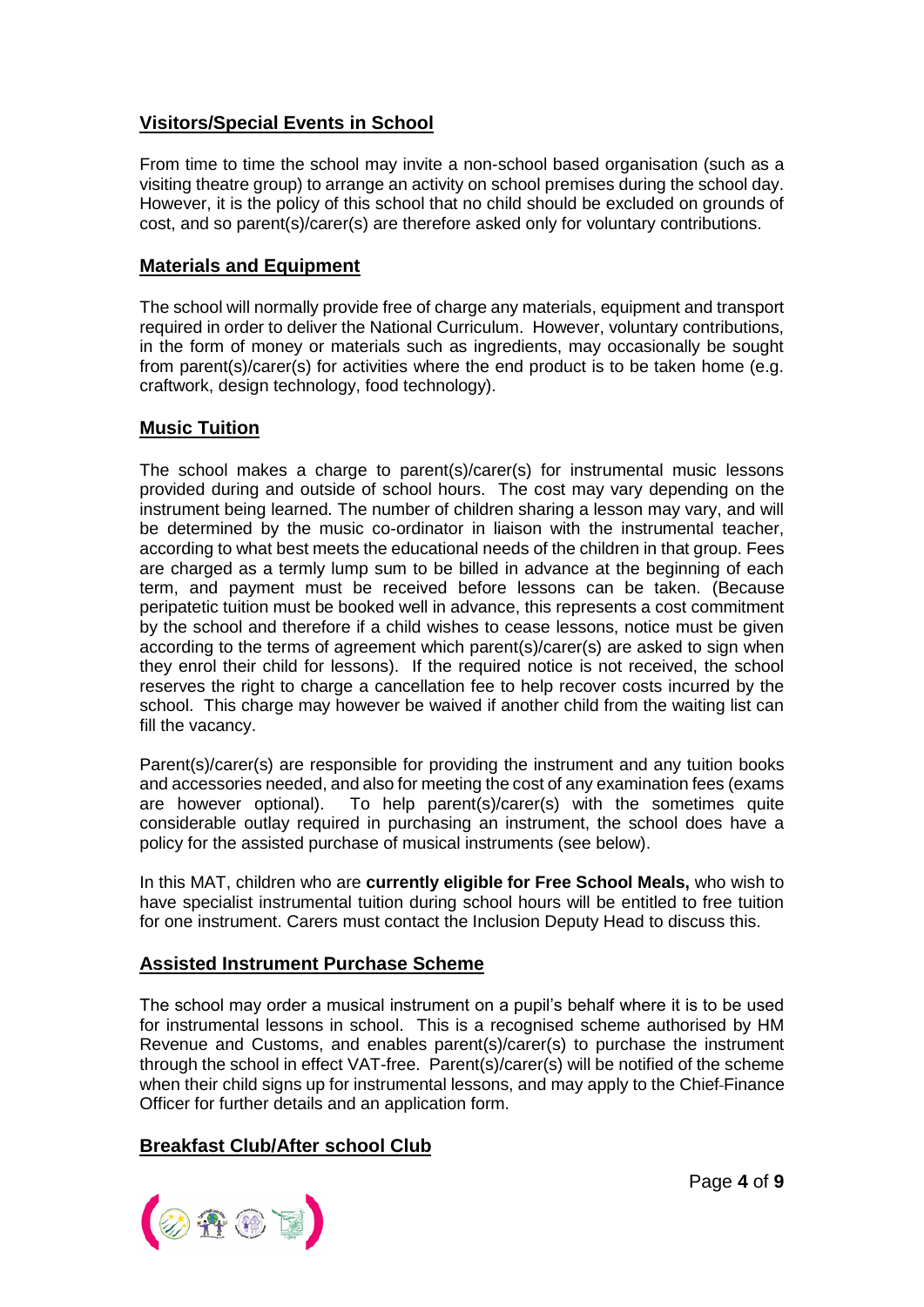## Visitors/Special Events in School

From time to time the school may invite a non-school based organisation (such as a visiting theatre group) to arrange an activity on school premises during the school day. However, it is the policy of this school that no child should be excluded on grounds of cost, and so parent(s)/carer(s) are therefore asked only for voluntary contributions.

## Materials and Equipment

The school will normally provide free of charge any materials, equipment and transport required in order to deliver the National Curriculum. However, voluntary contributions, in the form of money or materials such as ingredients, may occasionally be sought from parent(s)/carer(s) for activities where the end product is to be taken home (e.g. craftwork, design technology, food technology).

## Music Tuition

The school makes a charge to parent(s)/carer(s) for instrumental music lessons provided during and outside of school hours. The cost may vary depending on the instrument being learned. The number of children sharing a lesson may vary, and will be determined by the music co-ordinator in liaison with the instrumental teacher, according to what best meets the educational needs of the children in that group. Fees are charged as a termly lump sum to be billed in advance at the beginning of each term, and payment must be received before lessons can be taken. (Because peripatetic tuition must be booked well in advance, this represents a cost commitment by the school and therefore if a child wishes to cease lessons, notice must be given according to the terms of agreement which parent(s)/carer(s) are asked to sign when they enrol their child for lessons). If the required notice is not received, the school reserves the right to charge a cancellation fee to help recover costs incurred by the school. This charge may however be waived if another child from the waiting list can fill the vacancy.

Parent(s)/carer(s) are responsible for providing the instrument and any tuition books and accessories needed, and also for meeting the cost of any examination fees (exams are however optional). To help parent(s)/carer(s) with the sometimes quite considerable outlay required in purchasing an instrument, the school does have a policy for the assisted purchase of musical instruments (see below).

In this MAT, children who are **currently eligible for Free School Meals,** who wish to have specialist instrumental tuition during school hours will be entitled to free tuition for one instrument. Carers must contact the Inclusion Deputy Head to discuss this.

## Assisted Instrument Purchase Scheme

The school may order a musical instrument on a pupil's behalf where it is to be used for instrumental lessons in school. This is a recognised scheme authorised by HM Revenue and Customs, and enables parent(s)/carer(s) to purchase the instrument through the school in effect VAT-free. Parent(s)/carer(s) will be notified of the scheme when their child signs up for instrumental lessons, and may apply to the Chief-Finance Officer for further details and an application form.

## Breakfast Club/After school Club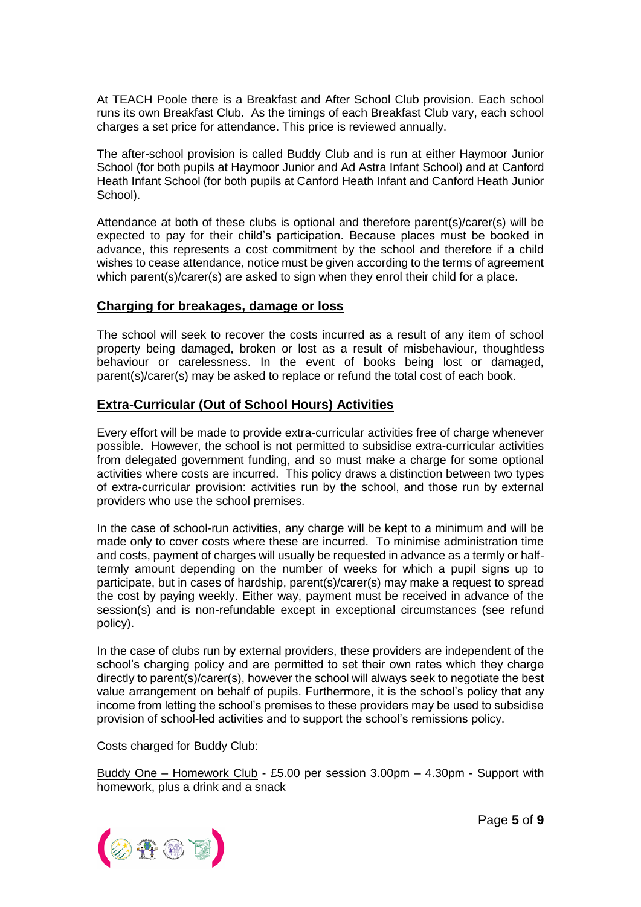At TEACH Poole there is a Breakfast and After School Club provision. Each school runs its own Breakfast Club. As the timings of each Breakfast Club vary, each school charges a set price for attendance. This price is reviewed annually.

The after-school provision is called Buddy Club and is run at either Haymoor Junior School (for both pupils at Haymoor Junior and Ad Astra Infant School) and at Canford Heath Infant School (for both pupils at Canford Heath Infant and Canford Heath Junior School).

Attendance at both of these clubs is optional and therefore parent(s)/carer(s) will be expected to pay for their child's participation. Because places must be booked in advance, this represents a cost commitment by the school and therefore if a child wishes to cease attendance, notice must be given according to the terms of agreement which parent(s)/carer(s) are asked to sign when they enrol their child for a place.

## Charging for breakages, damage or loss

The school will seek to recover the costs incurred as a result of any item of school property being damaged, broken or lost as a result of misbehaviour, thoughtless behaviour or carelessness. In the event of books being lost or damaged, parent(s)/carer(s) may be asked to replace or refund the total cost of each book.

## Extra-Curricular (Out of School Hours) Activities

Every effort will be made to provide extra-curricular activities free of charge whenever possible. However, the school is not permitted to subsidise extra-curricular activities from delegated government funding, and so must make a charge for some optional activities where costs are incurred. This policy draws a distinction between two types of extra-curricular provision: activities run by the school, and those run by external providers who use the school premises.

In the case of school-run activities, any charge will be kept to a minimum and will be made only to cover costs where these are incurred. To minimise administration time and costs, payment of charges will usually be requested in advance as a termly or half-termly amount depending on the number of weeks for which a pupil signs up to participate, but in cases of hardship, parent(s)/carer(s) may make a request to spread the cost by paying weekly. Either way, payment must be received in advance of the session(s) and is non-refundable except in exceptional circumstances (see refund policy).

In the case of clubs run by external providers, these providers are independent of the school's charging policy and are permitted to set their own rates which they charge directly to parent(s)/carer(s), however the school will always seek to negotiate the best value arrangement on behalf of pupils. Furthermore, it is the school's policy that any income from letting the school's premises to these providers may be used to subsidise provision of school-led activities and to support the school's remissions policy.

Costs charged for Buddy Club:

Buddy One – Homework Club - £5.00 per session 3.00pm – 4.30pm - Support with homework, plus a drink and a snack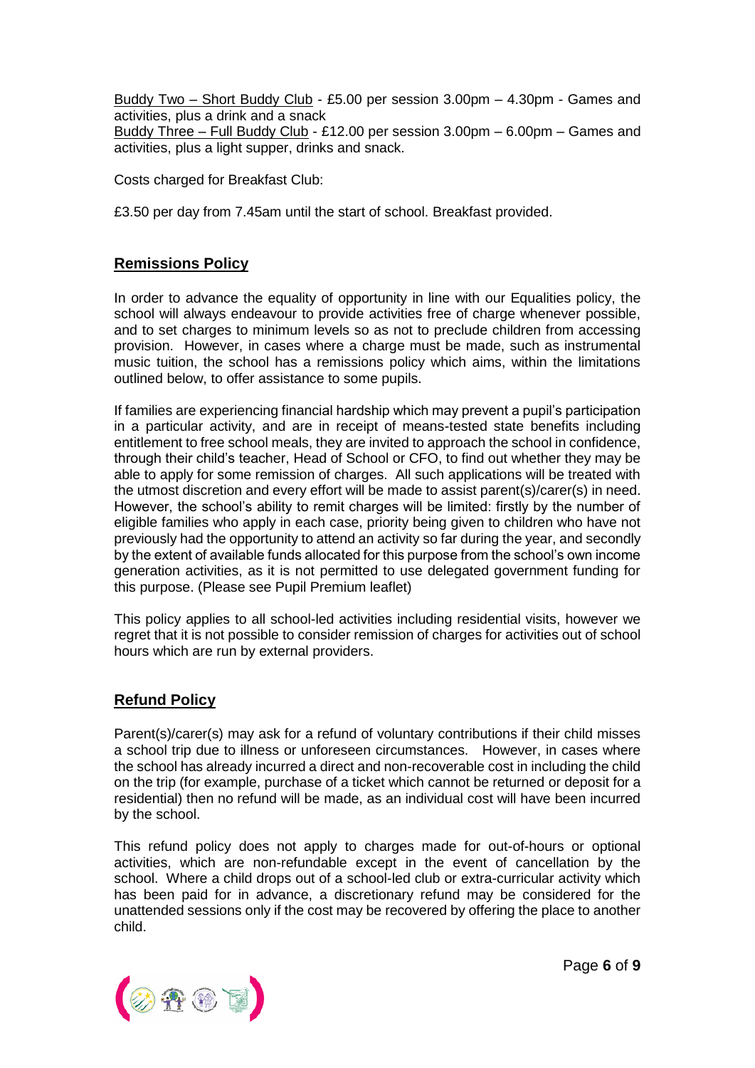Buddy Two – Short Buddy Club - £5.00 per session 3.00pm – 4.30pm - Games and activities, plus a drink and a snack
Buddy Three – Full Buddy Club - £12.00 per session 3.00pm – 6.00pm – Games and activities, plus a light supper, drinks and snack.

Costs charged for Breakfast Club:

£3.50 per day from 7.45am until the start of school. Breakfast provided.

## Remissions Policy

In order to advance the equality of opportunity in line with our Equalities policy, the school will always endeavour to provide activities free of charge whenever possible, and to set charges to minimum levels so as not to preclude children from accessing provision. However, in cases where a charge must be made, such as instrumental music tuition, the school has a remissions policy which aims, within the limitations outlined below, to offer assistance to some pupils.

If families are experiencing financial hardship which may prevent a pupil's participation in a particular activity, and are in receipt of means-tested state benefits including entitlement to free school meals, they are invited to approach the school in confidence, through their child's teacher, Head of School or CFO, to find out whether they may be able to apply for some remission of charges. All such applications will be treated with the utmost discretion and every effort will be made to assist parent(s)/carer(s) in need. However, the school's ability to remit charges will be limited: firstly by the number of eligible families who apply in each case, priority being given to children who have not previously had the opportunity to attend an activity so far during the year, and secondly by the extent of available funds allocated for this purpose from the school's own income generation activities, as it is not permitted to use delegated government funding for this purpose. (Please see Pupil Premium leaflet)

This policy applies to all school-led activities including residential visits, however we regret that it is not possible to consider remission of charges for activities out of school hours which are run by external providers.

## Refund Policy

Parent(s)/carer(s) may ask for a refund of voluntary contributions if their child misses a school trip due to illness or unforeseen circumstances. However, in cases where the school has already incurred a direct and non-recoverable cost in including the child on the trip (for example, purchase of a ticket which cannot be returned or deposit for a residential) then no refund will be made, as an individual cost will have been incurred by the school.

This refund policy does not apply to charges made for out-of-hours or optional activities, which are non-refundable except in the event of cancellation by the school. Where a child drops out of a school-led club or extra-curricular activity which has been paid for in advance, a discretionary refund may be considered for the unattended sessions only if the cost may be recovered by offering the place to another child.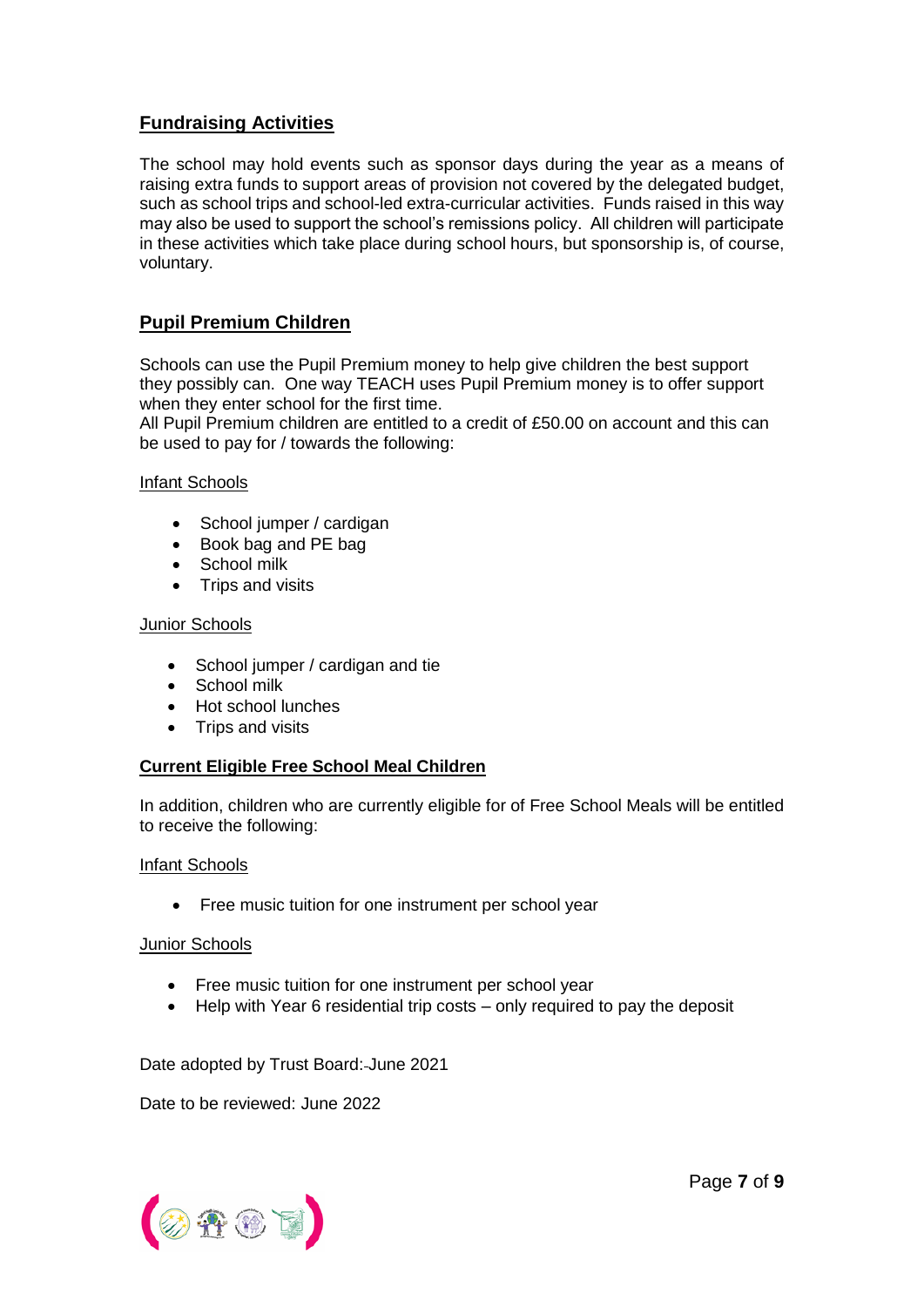## Fundraising Activities

The school may hold events such as sponsor days during the year as a means of raising extra funds to support areas of provision not covered by the delegated budget, such as school trips and school-led extra-curricular activities. Funds raised in this way may also be used to support the school's remissions policy. All children will participate in these activities which take place during school hours, but sponsorship is, of course, voluntary.

## Pupil Premium Children

Schools can use the Pupil Premium money to help give children the best support they possibly can. One way TEACH uses Pupil Premium money is to offer support when they enter school for the first time.
All Pupil Premium children are entitled to a credit of £50.00 on account and this can be used to pay for / towards the following:

Infant Schools

- School jumper / cardigan
- Book bag and PE bag
- School milk
- Trips and visits

Junior Schools

- School jumper / cardigan and tie
- School milk
- Hot school lunches
- Trips and visits

### Current Eligible Free School Meal Children

In addition, children who are currently eligible for of Free School Meals will be entitled to receive the following:

Infant Schools

- Free music tuition for one instrument per school year

Junior Schools

- Free music tuition for one instrument per school year
- Help with Year 6 residential trip costs – only required to pay the deposit

Date adopted by Trust Board: June 2021

Date to be reviewed: June 2022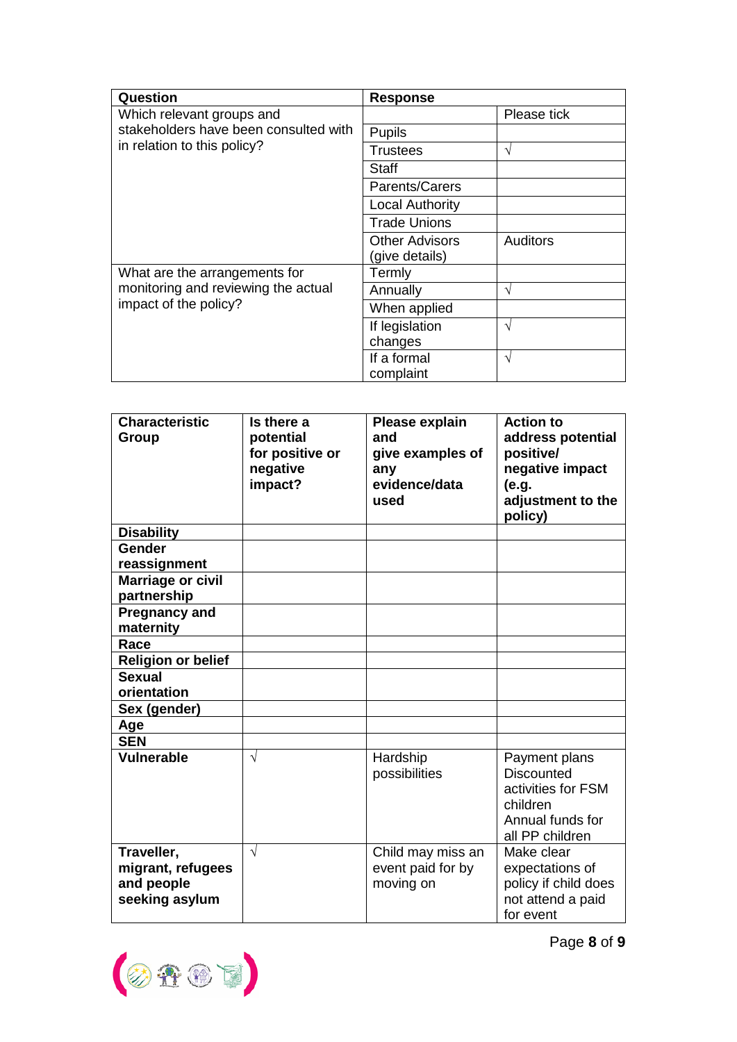| Question | Response | |
|---|---|---|
| Which relevant groups and stakeholders have been consulted with in relation to this policy? | | Please tick |
| | Pupils | |
| | Trustees | √ |
| | Staff | |
| | Parents/Carers | |
| | Local Authority | |
| | Trade Unions | |
| | Other Advisors (give details) | Auditors |
| What are the arrangements for monitoring and reviewing the actual impact of the policy? | Termly | |
| | Annually | √ |
| | When applied | |
| | If legislation changes | √ |
| | If a formal complaint | √ |

| Characteristic Group | Is there a potential for positive or negative impact? | Please explain and give examples of any evidence/data used | Action to address potential positive/ negative impact (e.g. adjustment to the policy) |
|---|---|---|---|
| **Disability** | | | |
| **Gender reassignment** | | | |
| **Marriage or civil partnership** | | | |
| **Pregnancy and maternity** | | | |
| **Race** | | | |
| **Religion or belief** | | | |
| **Sexual orientation** | | | |
| **Sex (gender)** | | | |
| **Age** | | | |
| **SEN** | | | |
| **Vulnerable** | √ | Hardship possibilities | Payment plans<br>Discounted activities for FSM children<br>Annual funds for all PP children |
| **Traveller, migrant, refugees and people seeking asylum** | √ | Child may miss an event paid for by moving on | Make clear expectations of policy if child does not attend a paid for event |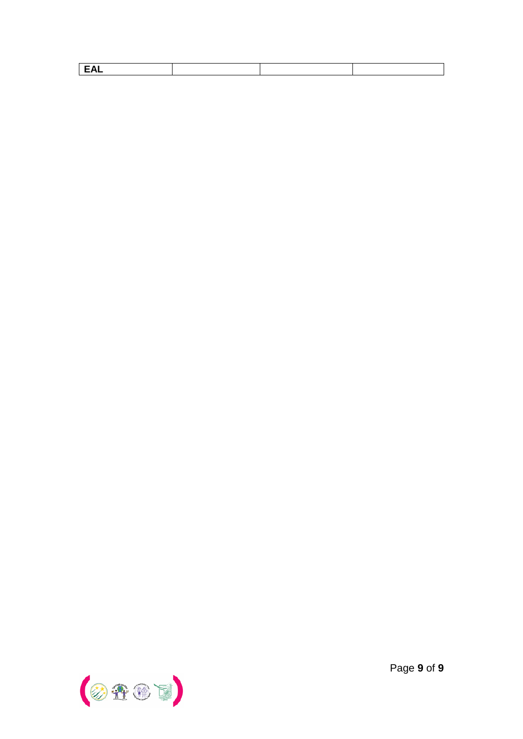| | | | |
|---|---|---|---|
| **EAL** | | | |